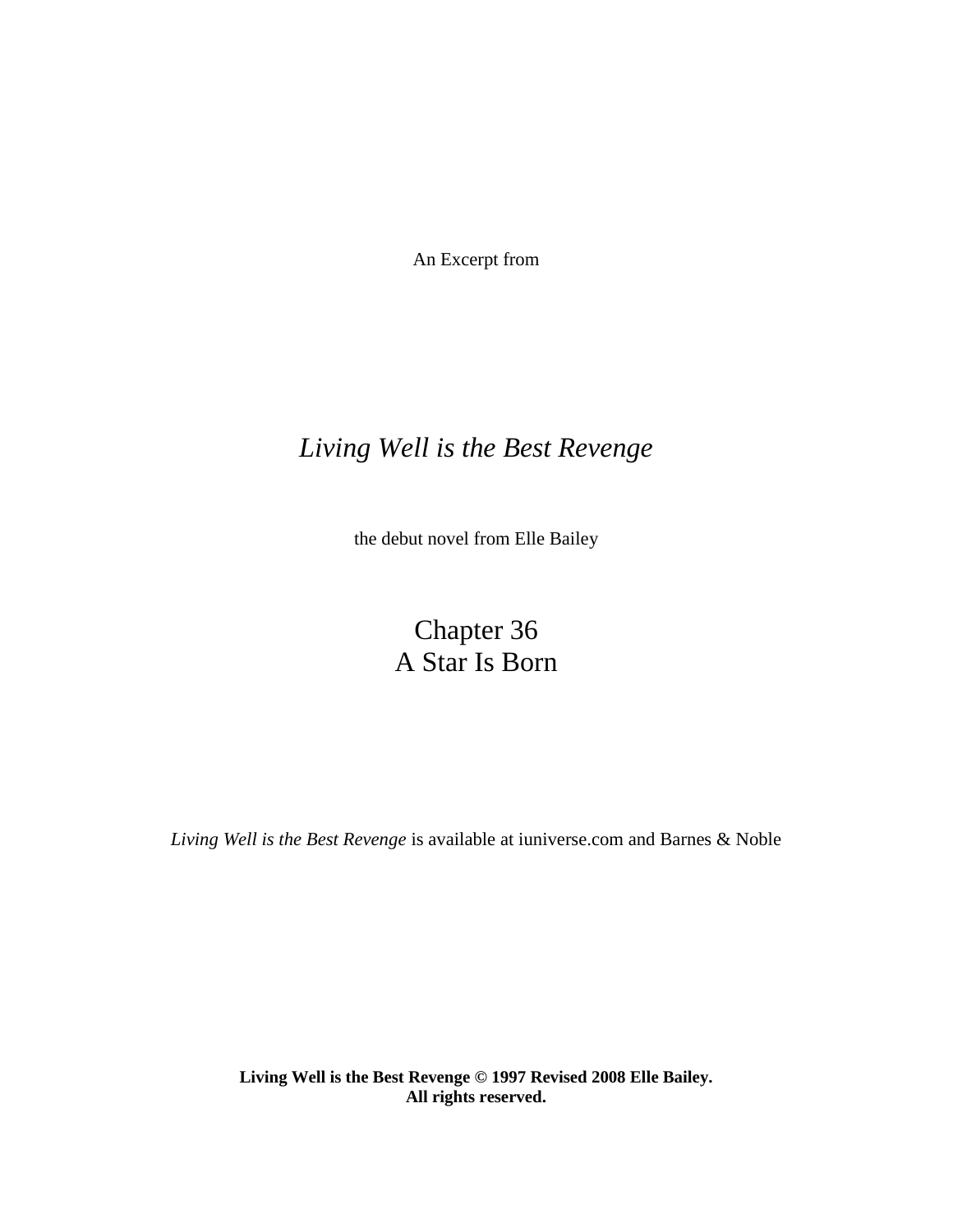An Excerpt from

# *Living Well is the Best Revenge*

the debut novel from Elle Bailey

## Chapter 36
## A Star Is Born

*Living Well is the Best Revenge* is available at iuniverse.com and Barnes & Noble

**Living Well is the Best Revenge © 1997 Revised 2008 Elle Bailey.**
**All rights reserved.**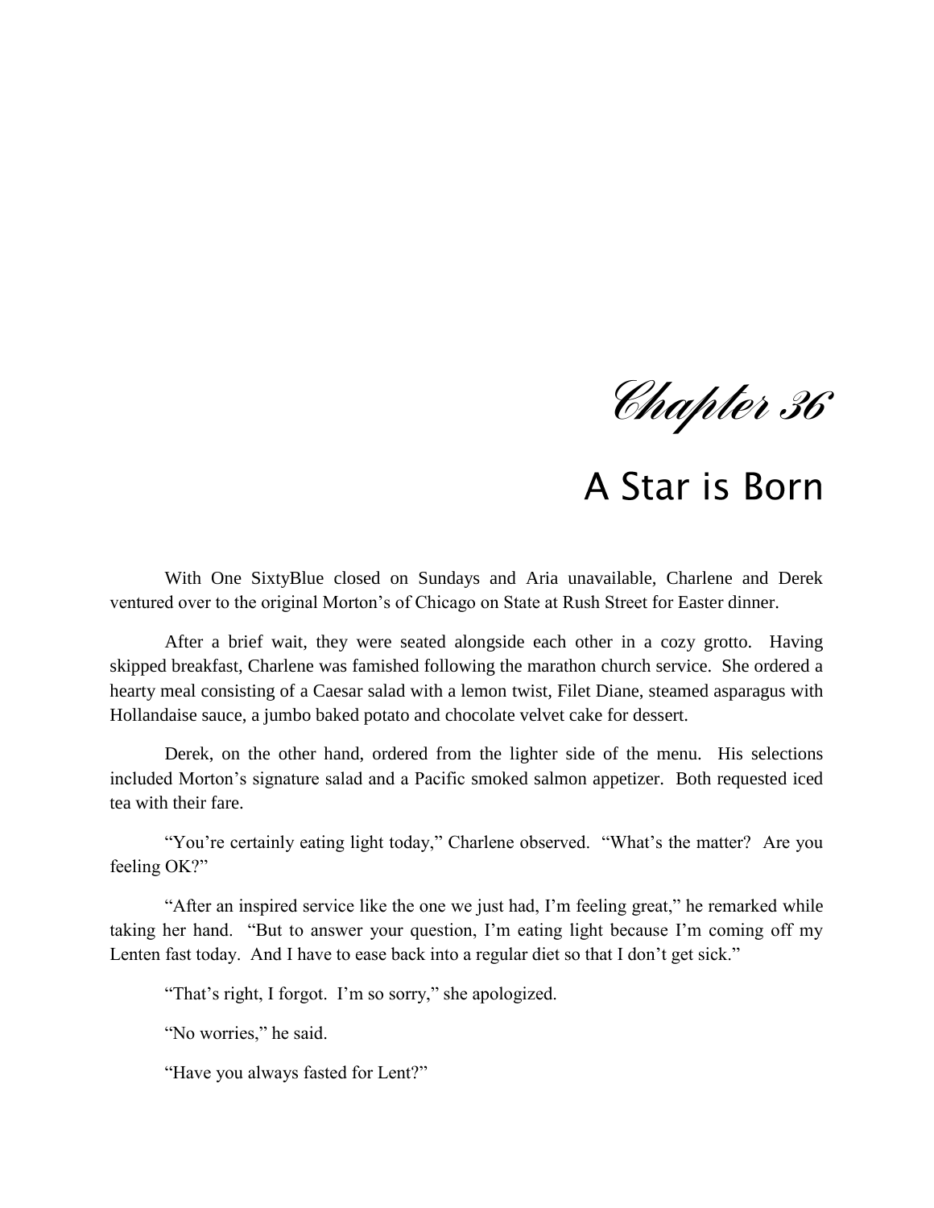# Chapter 36

## A Star is Born

With One SixtyBlue closed on Sundays and Aria unavailable, Charlene and Derek ventured over to the original Morton's of Chicago on State at Rush Street for Easter dinner.

After a brief wait, they were seated alongside each other in a cozy grotto. Having skipped breakfast, Charlene was famished following the marathon church service. She ordered a hearty meal consisting of a Caesar salad with a lemon twist, Filet Diane, steamed asparagus with Hollandaise sauce, a jumbo baked potato and chocolate velvet cake for dessert.

Derek, on the other hand, ordered from the lighter side of the menu. His selections included Morton's signature salad and a Pacific smoked salmon appetizer. Both requested iced tea with their fare.

"You're certainly eating light today," Charlene observed. "What's the matter? Are you feeling OK?"

"After an inspired service like the one we just had, I'm feeling great," he remarked while taking her hand. "But to answer your question, I'm eating light because I'm coming off my Lenten fast today. And I have to ease back into a regular diet so that I don't get sick."

"That's right, I forgot. I'm so sorry," she apologized.

"No worries," he said.

"Have you always fasted for Lent?"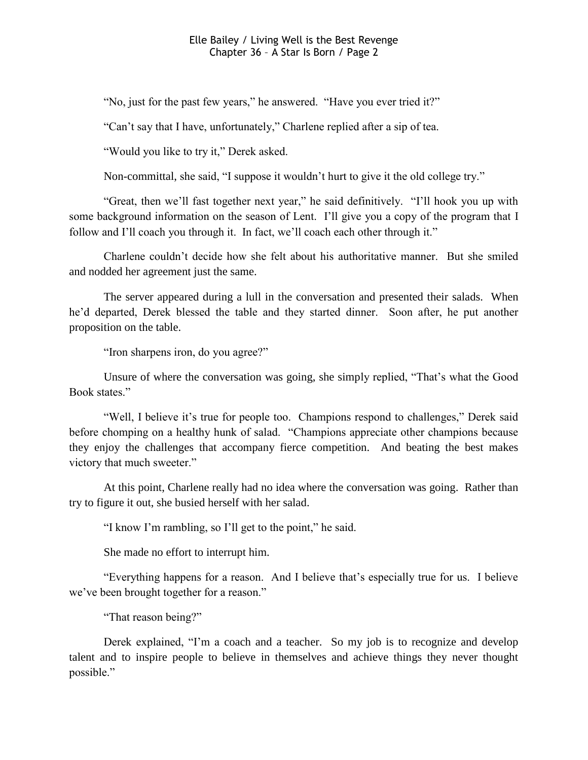"No, just for the past few years," he answered. "Have you ever tried it?"

"Can't say that I have, unfortunately," Charlene replied after a sip of tea.

"Would you like to try it," Derek asked.

Non-committal, she said, "I suppose it wouldn't hurt to give it the old college try."

"Great, then we'll fast together next year," he said definitively. "I'll hook you up with some background information on the season of Lent. I'll give you a copy of the program that I follow and I'll coach you through it. In fact, we'll coach each other through it."

Charlene couldn't decide how she felt about his authoritative manner. But she smiled and nodded her agreement just the same.

The server appeared during a lull in the conversation and presented their salads. When he'd departed, Derek blessed the table and they started dinner. Soon after, he put another proposition on the table.

"Iron sharpens iron, do you agree?"

Unsure of where the conversation was going, she simply replied, "That's what the Good Book states."

"Well, I believe it's true for people too. Champions respond to challenges," Derek said before chomping on a healthy hunk of salad. "Champions appreciate other champions because they enjoy the challenges that accompany fierce competition. And beating the best makes victory that much sweeter."

At this point, Charlene really had no idea where the conversation was going. Rather than try to figure it out, she busied herself with her salad.

"I know I'm rambling, so I'll get to the point," he said.

She made no effort to interrupt him.

"Everything happens for a reason. And I believe that's especially true for us. I believe we've been brought together for a reason."

"That reason being?"

Derek explained, "I'm a coach and a teacher. So my job is to recognize and develop talent and to inspire people to believe in themselves and achieve things they never thought possible."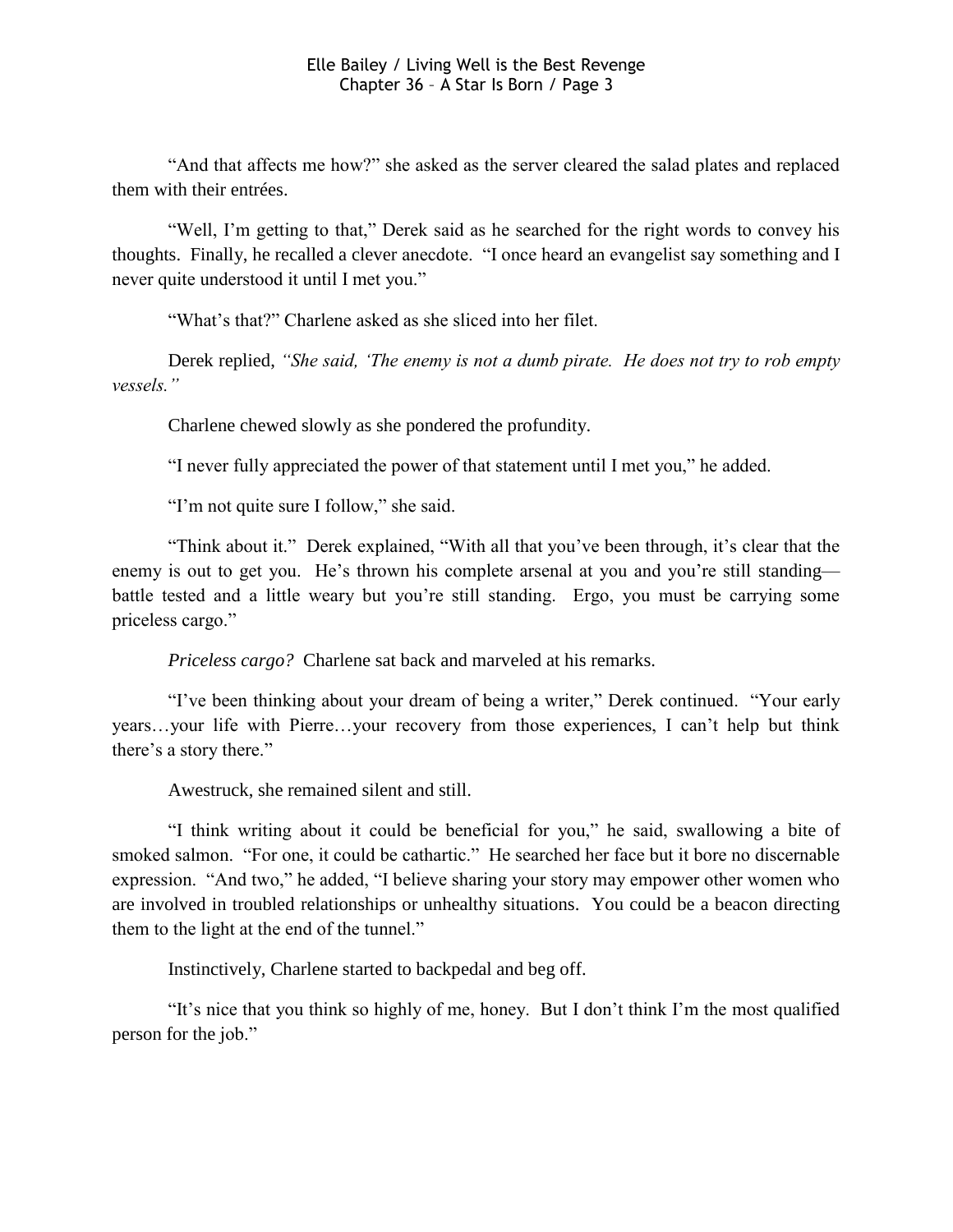"And that affects me how?" she asked as the server cleared the salad plates and replaced them with their entrées.

"Well, I'm getting to that," Derek said as he searched for the right words to convey his thoughts. Finally, he recalled a clever anecdote. "I once heard an evangelist say something and I never quite understood it until I met you."

"What's that?" Charlene asked as she sliced into her filet.

Derek replied, *"She said, 'The enemy is not a dumb pirate. He does not try to rob empty vessels."*

Charlene chewed slowly as she pondered the profundity.

"I never fully appreciated the power of that statement until I met you," he added.

"I'm not quite sure I follow," she said.

"Think about it." Derek explained, "With all that you've been through, it's clear that the enemy is out to get you. He's thrown his complete arsenal at you and you're still standing—battle tested and a little weary but you're still standing. Ergo, you must be carrying some priceless cargo."

*Priceless cargo?* Charlene sat back and marveled at his remarks.

"I've been thinking about your dream of being a writer," Derek continued. "Your early years…your life with Pierre…your recovery from those experiences, I can't help but think there's a story there."

Awestruck, she remained silent and still.

"I think writing about it could be beneficial for you," he said, swallowing a bite of smoked salmon. "For one, it could be cathartic." He searched her face but it bore no discernable expression. "And two," he added, "I believe sharing your story may empower other women who are involved in troubled relationships or unhealthy situations. You could be a beacon directing them to the light at the end of the tunnel."

Instinctively, Charlene started to backpedal and beg off.

"It's nice that you think so highly of me, honey. But I don't think I'm the most qualified person for the job."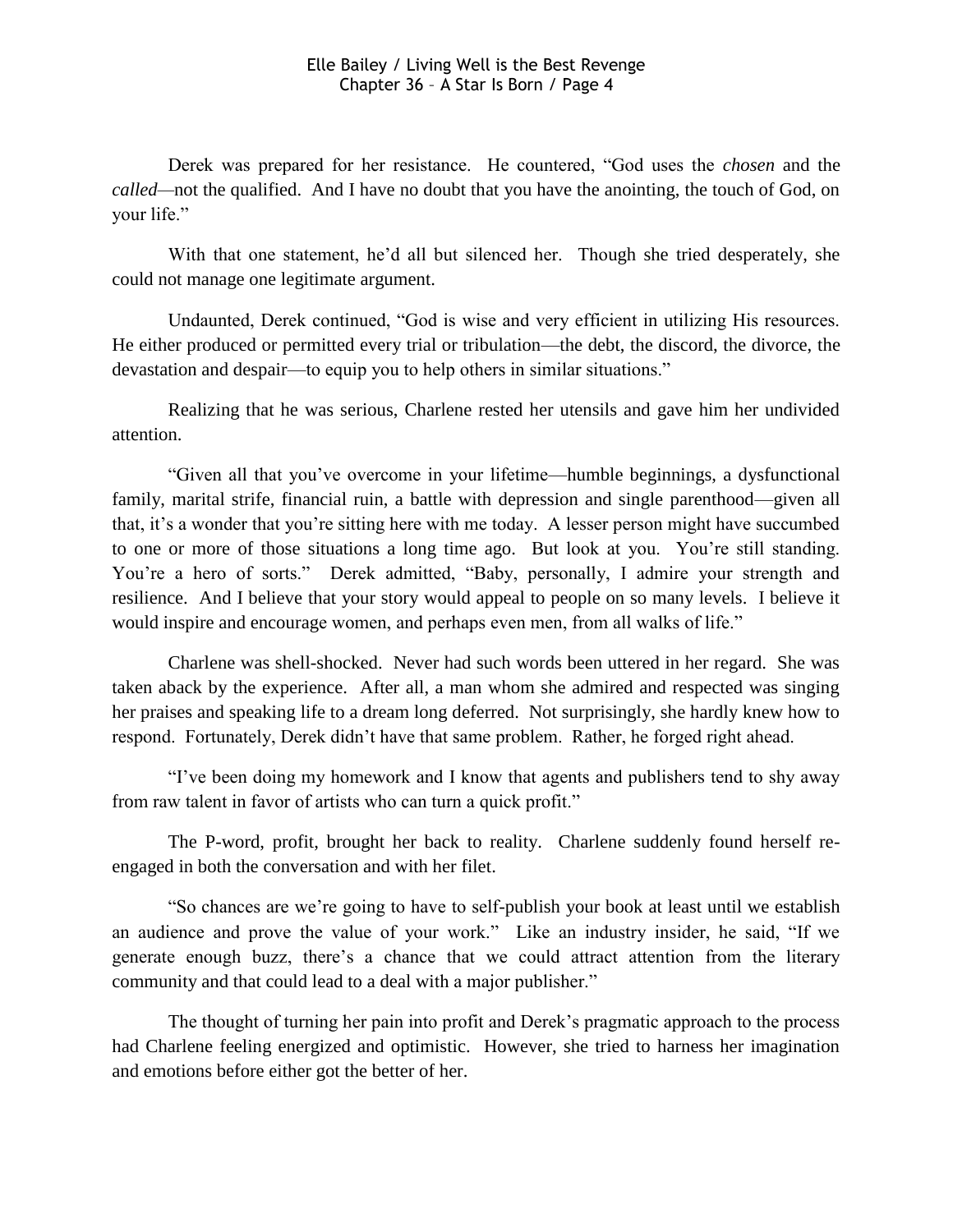Derek was prepared for her resistance. He countered, "God uses the *chosen* and the *called*—not the qualified. And I have no doubt that you have the anointing, the touch of God, on your life."

With that one statement, he'd all but silenced her. Though she tried desperately, she could not manage one legitimate argument.

Undaunted, Derek continued, "God is wise and very efficient in utilizing His resources. He either produced or permitted every trial or tribulation—the debt, the discord, the divorce, the devastation and despair—to equip you to help others in similar situations."

Realizing that he was serious, Charlene rested her utensils and gave him her undivided attention.

"Given all that you've overcome in your lifetime—humble beginnings, a dysfunctional family, marital strife, financial ruin, a battle with depression and single parenthood—given all that, it's a wonder that you're sitting here with me today. A lesser person might have succumbed to one or more of those situations a long time ago. But look at you. You're still standing. You're a hero of sorts." Derek admitted, "Baby, personally, I admire your strength and resilience. And I believe that your story would appeal to people on so many levels. I believe it would inspire and encourage women, and perhaps even men, from all walks of life."

Charlene was shell-shocked. Never had such words been uttered in her regard. She was taken aback by the experience. After all, a man whom she admired and respected was singing her praises and speaking life to a dream long deferred. Not surprisingly, she hardly knew how to respond. Fortunately, Derek didn't have that same problem. Rather, he forged right ahead.

"I've been doing my homework and I know that agents and publishers tend to shy away from raw talent in favor of artists who can turn a quick profit."

The P-word, profit, brought her back to reality. Charlene suddenly found herself re-engaged in both the conversation and with her filet.

"So chances are we're going to have to self-publish your book at least until we establish an audience and prove the value of your work." Like an industry insider, he said, "If we generate enough buzz, there's a chance that we could attract attention from the literary community and that could lead to a deal with a major publisher."

The thought of turning her pain into profit and Derek's pragmatic approach to the process had Charlene feeling energized and optimistic. However, she tried to harness her imagination and emotions before either got the better of her.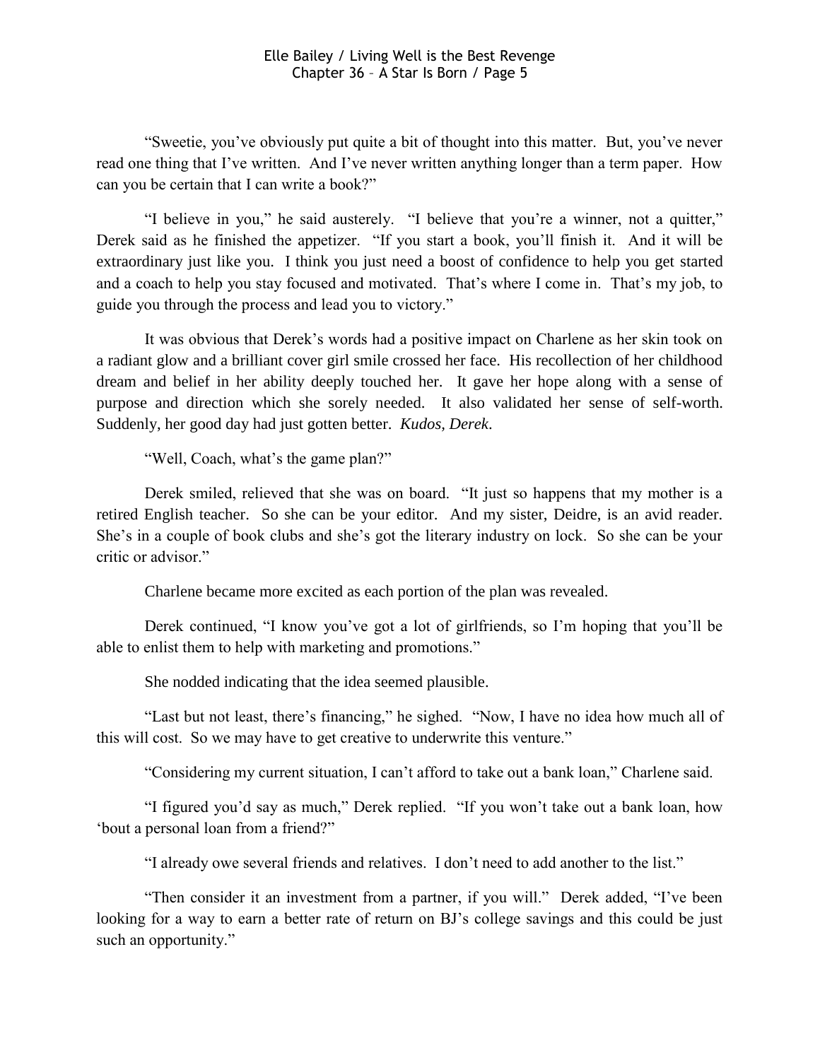"Sweetie, you've obviously put quite a bit of thought into this matter. But, you've never read one thing that I've written. And I've never written anything longer than a term paper. How can you be certain that I can write a book?"

"I believe in you," he said austerely. "I believe that you're a winner, not a quitter," Derek said as he finished the appetizer. "If you start a book, you'll finish it. And it will be extraordinary just like you. I think you just need a boost of confidence to help you get started and a coach to help you stay focused and motivated. That's where I come in. That's my job, to guide you through the process and lead you to victory."

It was obvious that Derek's words had a positive impact on Charlene as her skin took on a radiant glow and a brilliant cover girl smile crossed her face. His recollection of her childhood dream and belief in her ability deeply touched her. It gave her hope along with a sense of purpose and direction which she sorely needed. It also validated her sense of self-worth. Suddenly, her good day had just gotten better. *Kudos, Derek*.

"Well, Coach, what's the game plan?"

Derek smiled, relieved that she was on board. "It just so happens that my mother is a retired English teacher. So she can be your editor. And my sister, Deidre, is an avid reader. She's in a couple of book clubs and she's got the literary industry on lock. So she can be your critic or advisor."

Charlene became more excited as each portion of the plan was revealed.

Derek continued, "I know you've got a lot of girlfriends, so I'm hoping that you'll be able to enlist them to help with marketing and promotions."

She nodded indicating that the idea seemed plausible.

"Last but not least, there's financing," he sighed. "Now, I have no idea how much all of this will cost. So we may have to get creative to underwrite this venture."

"Considering my current situation, I can't afford to take out a bank loan," Charlene said.

"I figured you'd say as much," Derek replied. "If you won't take out a bank loan, how 'bout a personal loan from a friend?"

"I already owe several friends and relatives. I don't need to add another to the list."

"Then consider it an investment from a partner, if you will." Derek added, "I've been looking for a way to earn a better rate of return on BJ's college savings and this could be just such an opportunity."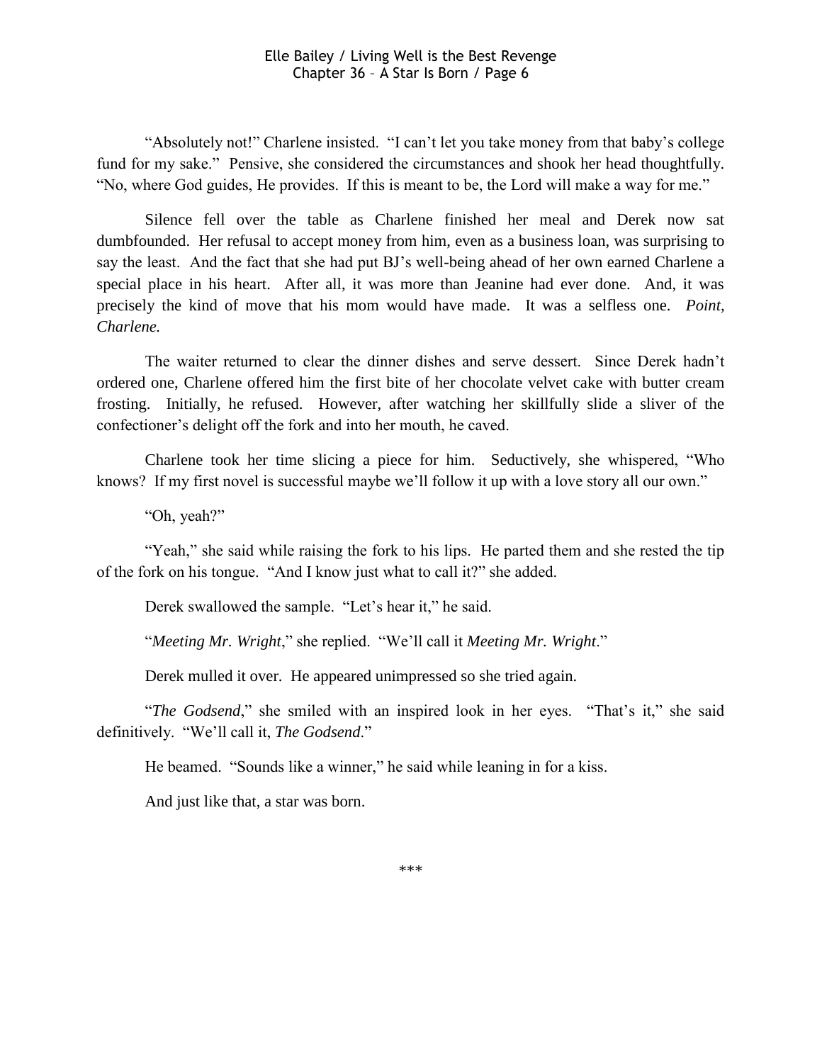"Absolutely not!" Charlene insisted. "I can't let you take money from that baby's college fund for my sake." Pensive, she considered the circumstances and shook her head thoughtfully. "No, where God guides, He provides. If this is meant to be, the Lord will make a way for me."

Silence fell over the table as Charlene finished her meal and Derek now sat dumbfounded. Her refusal to accept money from him, even as a business loan, was surprising to say the least. And the fact that she had put BJ's well-being ahead of her own earned Charlene a special place in his heart. After all, it was more than Jeanine had ever done. And, it was precisely the kind of move that his mom would have made. It was a selfless one. *Point, Charlene.*

The waiter returned to clear the dinner dishes and serve dessert. Since Derek hadn't ordered one, Charlene offered him the first bite of her chocolate velvet cake with butter cream frosting. Initially, he refused. However, after watching her skillfully slide a sliver of the confectioner's delight off the fork and into her mouth, he caved.

Charlene took her time slicing a piece for him. Seductively, she whispered, "Who knows? If my first novel is successful maybe we'll follow it up with a love story all our own."

"Oh, yeah?"

"Yeah," she said while raising the fork to his lips. He parted them and she rested the tip of the fork on his tongue. "And I know just what to call it?" she added.

Derek swallowed the sample. "Let's hear it," he said.

"*Meeting Mr. Wright*," she replied. "We'll call it *Meeting Mr. Wright*."

Derek mulled it over. He appeared unimpressed so she tried again.

"*The Godsend*," she smiled with an inspired look in her eyes. "That's it," she said definitively. "We'll call it, *The Godsend*."

He beamed. "Sounds like a winner," he said while leaning in for a kiss.

And just like that, a star was born.

\*\*\*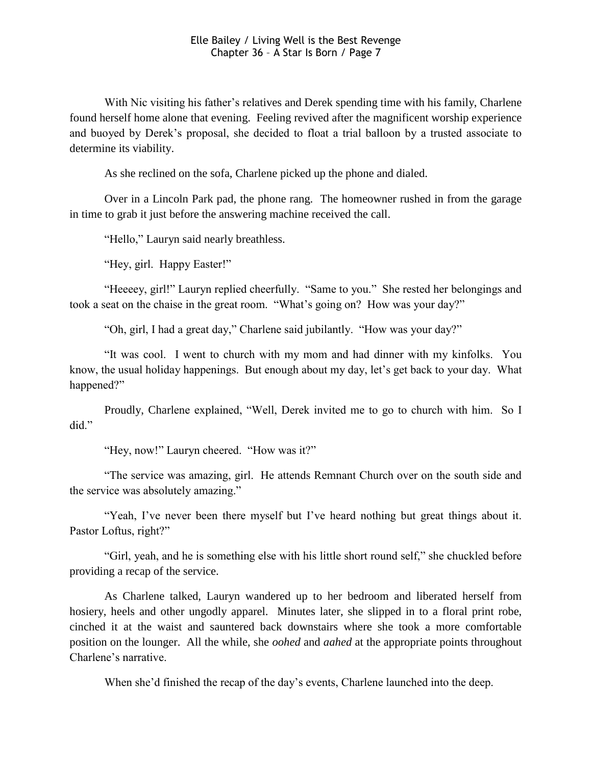With Nic visiting his father's relatives and Derek spending time with his family, Charlene found herself home alone that evening. Feeling revived after the magnificent worship experience and buoyed by Derek's proposal, she decided to float a trial balloon by a trusted associate to determine its viability.

As she reclined on the sofa, Charlene picked up the phone and dialed.

Over in a Lincoln Park pad, the phone rang. The homeowner rushed in from the garage in time to grab it just before the answering machine received the call.

"Hello," Lauryn said nearly breathless.

"Hey, girl. Happy Easter!"

"Heeeey, girl!" Lauryn replied cheerfully. "Same to you." She rested her belongings and took a seat on the chaise in the great room. "What's going on? How was your day?"

"Oh, girl, I had a great day," Charlene said jubilantly. "How was your day?"

"It was cool. I went to church with my mom and had dinner with my kinfolks. You know, the usual holiday happenings. But enough about my day, let's get back to your day. What happened?"

Proudly, Charlene explained, "Well, Derek invited me to go to church with him. So I did."

"Hey, now!" Lauryn cheered. "How was it?"

"The service was amazing, girl. He attends Remnant Church over on the south side and the service was absolutely amazing."

"Yeah, I've never been there myself but I've heard nothing but great things about it. Pastor Loftus, right?"

"Girl, yeah, and he is something else with his little short round self," she chuckled before providing a recap of the service.

As Charlene talked, Lauryn wandered up to her bedroom and liberated herself from hosiery, heels and other ungodly apparel. Minutes later, she slipped in to a floral print robe, cinched it at the waist and sauntered back downstairs where she took a more comfortable position on the lounger. All the while, she *oohed* and *aahed* at the appropriate points throughout Charlene's narrative.

When she'd finished the recap of the day's events, Charlene launched into the deep.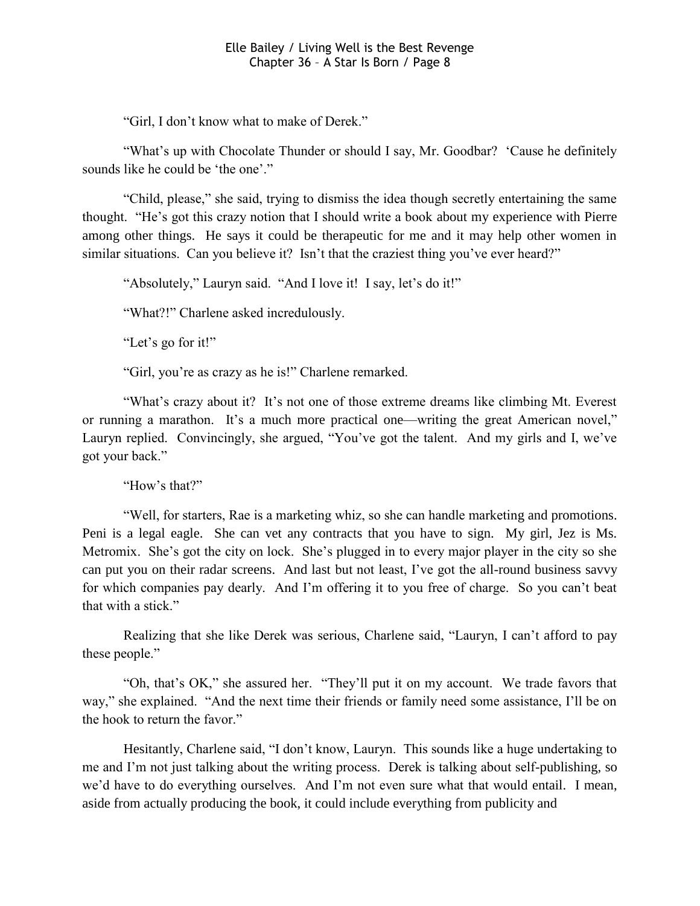"Girl, I don't know what to make of Derek."

"What's up with Chocolate Thunder or should I say, Mr. Goodbar? 'Cause he definitely sounds like he could be 'the one'."

"Child, please," she said, trying to dismiss the idea though secretly entertaining the same thought. "He's got this crazy notion that I should write a book about my experience with Pierre among other things. He says it could be therapeutic for me and it may help other women in similar situations. Can you believe it? Isn't that the craziest thing you've ever heard?"

"Absolutely," Lauryn said. "And I love it! I say, let's do it!"

"What?!" Charlene asked incredulously.

"Let's go for it!"

"Girl, you're as crazy as he is!" Charlene remarked.

"What's crazy about it? It's not one of those extreme dreams like climbing Mt. Everest or running a marathon. It's a much more practical one—writing the great American novel," Lauryn replied. Convincingly, she argued, "You've got the talent. And my girls and I, we've got your back."

"How's that?"

"Well, for starters, Rae is a marketing whiz, so she can handle marketing and promotions. Peni is a legal eagle. She can vet any contracts that you have to sign. My girl, Jez is Ms. Metromix. She's got the city on lock. She's plugged in to every major player in the city so she can put you on their radar screens. And last but not least, I've got the all-round business savvy for which companies pay dearly. And I'm offering it to you free of charge. So you can't beat that with a stick."

Realizing that she like Derek was serious, Charlene said, "Lauryn, I can't afford to pay these people."

"Oh, that's OK," she assured her. "They'll put it on my account. We trade favors that way," she explained. "And the next time their friends or family need some assistance, I'll be on the hook to return the favor."

Hesitantly, Charlene said, "I don't know, Lauryn. This sounds like a huge undertaking to me and I'm not just talking about the writing process. Derek is talking about self-publishing, so we'd have to do everything ourselves. And I'm not even sure what that would entail. I mean, aside from actually producing the book, it could include everything from publicity and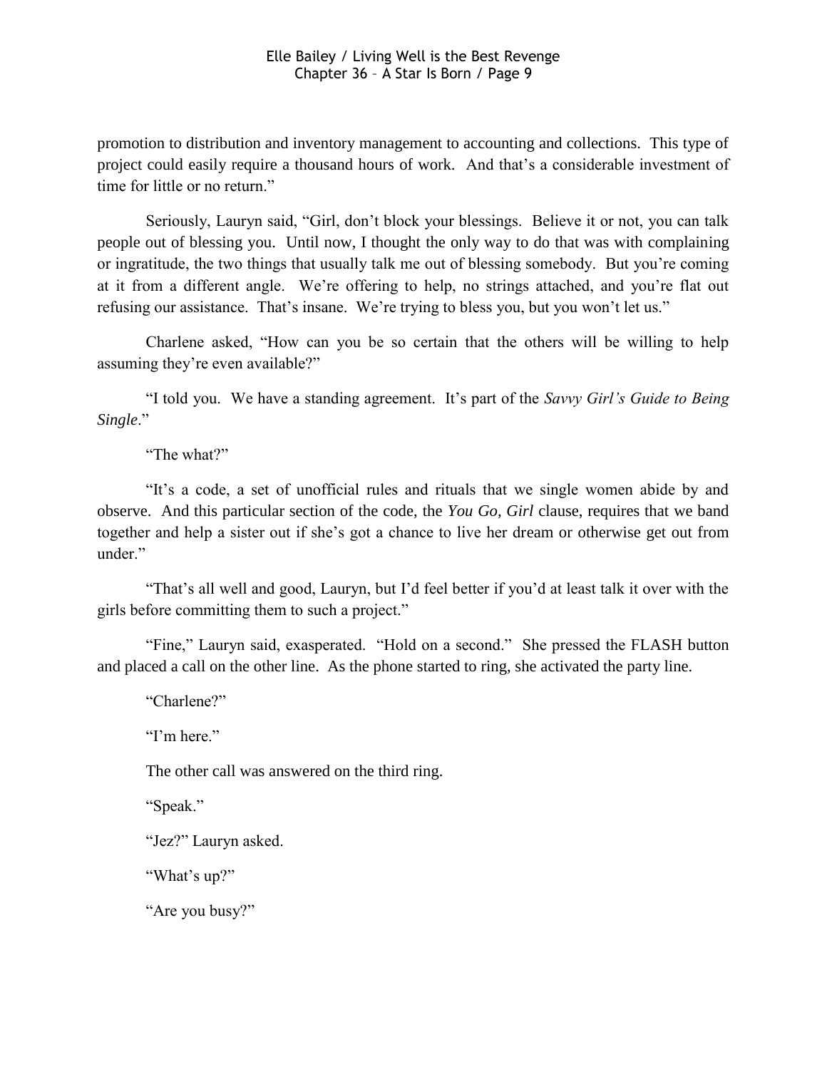promotion to distribution and inventory management to accounting and collections. This type of project could easily require a thousand hours of work. And that's a considerable investment of time for little or no return."

Seriously, Lauryn said, "Girl, don't block your blessings. Believe it or not, you can talk people out of blessing you. Until now, I thought the only way to do that was with complaining or ingratitude, the two things that usually talk me out of blessing somebody. But you're coming at it from a different angle. We're offering to help, no strings attached, and you're flat out refusing our assistance. That's insane. We're trying to bless you, but you won't let us."

Charlene asked, "How can you be so certain that the others will be willing to help assuming they're even available?"

"I told you. We have a standing agreement. It's part of the *Savvy Girl's Guide to Being Single*."

"The what?"

"It's a code, a set of unofficial rules and rituals that we single women abide by and observe. And this particular section of the code, the *You Go, Girl* clause, requires that we band together and help a sister out if she's got a chance to live her dream or otherwise get out from under."

"That's all well and good, Lauryn, but I'd feel better if you'd at least talk it over with the girls before committing them to such a project."

"Fine," Lauryn said, exasperated. "Hold on a second." She pressed the FLASH button and placed a call on the other line. As the phone started to ring, she activated the party line.

"Charlene?"

"I'm here."

The other call was answered on the third ring.

"Speak."

"Jez?" Lauryn asked.

"What's up?"

"Are you busy?"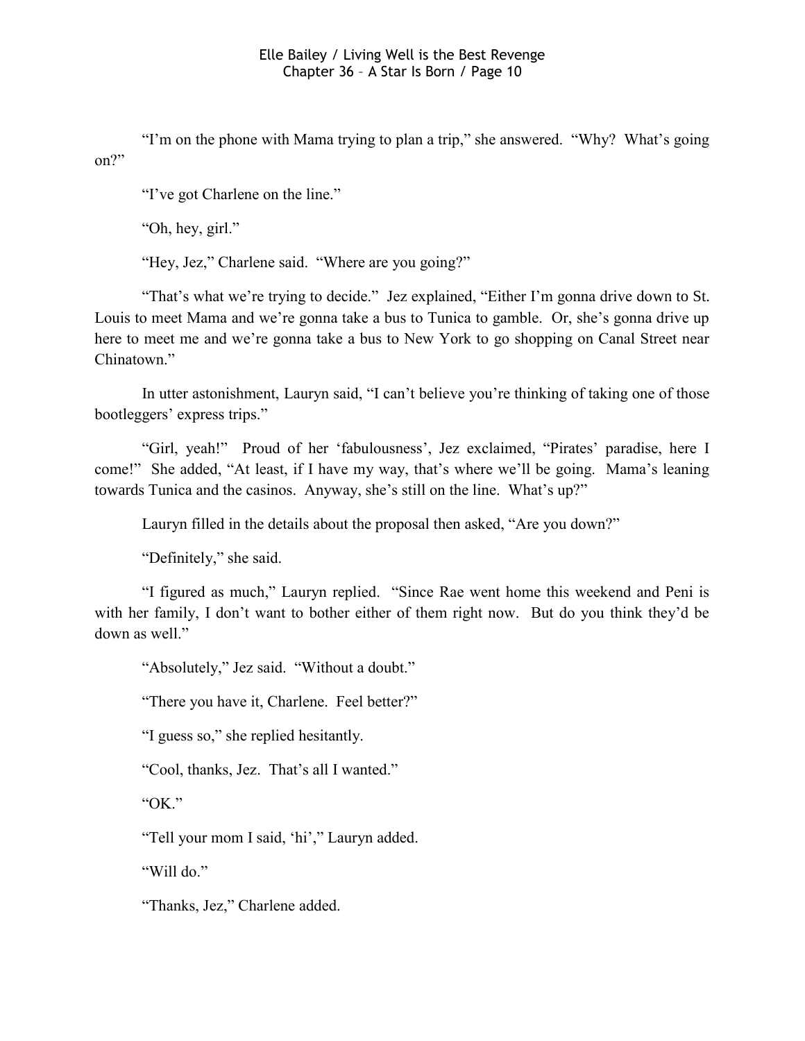"I'm on the phone with Mama trying to plan a trip," she answered. "Why? What's going on?"

"I've got Charlene on the line."

"Oh, hey, girl."

"Hey, Jez," Charlene said. "Where are you going?"

"That's what we're trying to decide." Jez explained, "Either I'm gonna drive down to St. Louis to meet Mama and we're gonna take a bus to Tunica to gamble. Or, she's gonna drive up here to meet me and we're gonna take a bus to New York to go shopping on Canal Street near Chinatown."

In utter astonishment, Lauryn said, "I can't believe you're thinking of taking one of those bootleggers' express trips."

"Girl, yeah!" Proud of her 'fabulousness', Jez exclaimed, "Pirates' paradise, here I come!" She added, "At least, if I have my way, that's where we'll be going. Mama's leaning towards Tunica and the casinos. Anyway, she's still on the line. What's up?"

Lauryn filled in the details about the proposal then asked, "Are you down?"

"Definitely," she said.

"I figured as much," Lauryn replied. "Since Rae went home this weekend and Peni is with her family, I don't want to bother either of them right now. But do you think they'd be down as well."

"Absolutely," Jez said. "Without a doubt."

"There you have it, Charlene. Feel better?"

"I guess so," she replied hesitantly.

"Cool, thanks, Jez. That's all I wanted."

"OK."

"Tell your mom I said, 'hi'," Lauryn added.

"Will do."

"Thanks, Jez," Charlene added.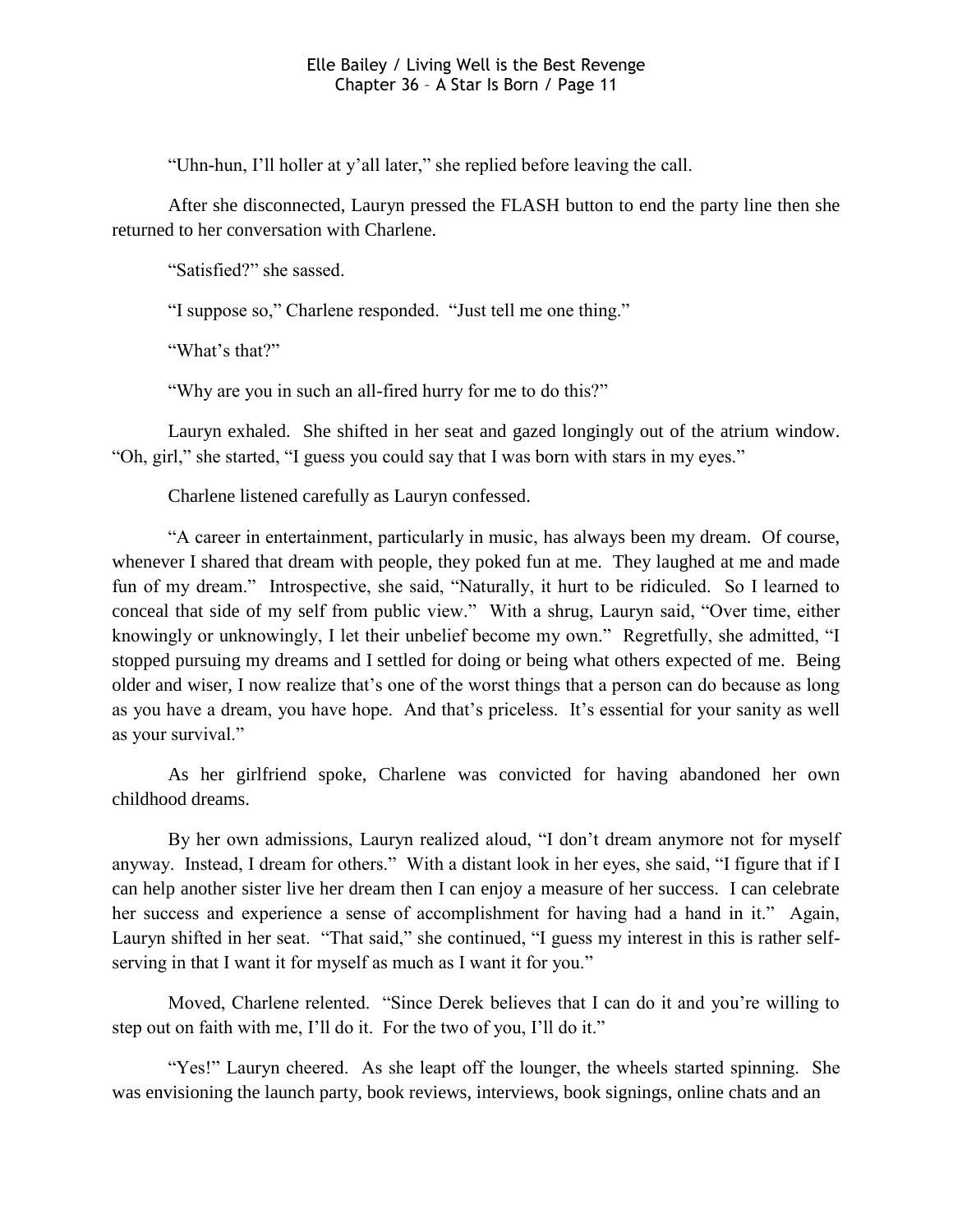"Uhn-hun, I'll holler at y'all later," she replied before leaving the call.

After she disconnected, Lauryn pressed the FLASH button to end the party line then she returned to her conversation with Charlene.

"Satisfied?" she sassed.

"I suppose so," Charlene responded. "Just tell me one thing."

"What's that?"

"Why are you in such an all-fired hurry for me to do this?"

Lauryn exhaled. She shifted in her seat and gazed longingly out of the atrium window. "Oh, girl," she started, "I guess you could say that I was born with stars in my eyes."

Charlene listened carefully as Lauryn confessed.

"A career in entertainment, particularly in music, has always been my dream. Of course, whenever I shared that dream with people, they poked fun at me. They laughed at me and made fun of my dream." Introspective, she said, "Naturally, it hurt to be ridiculed. So I learned to conceal that side of my self from public view." With a shrug, Lauryn said, "Over time, either knowingly or unknowingly, I let their unbelief become my own." Regretfully, she admitted, "I stopped pursuing my dreams and I settled for doing or being what others expected of me. Being older and wiser, I now realize that's one of the worst things that a person can do because as long as you have a dream, you have hope. And that's priceless. It's essential for your sanity as well as your survival."

As her girlfriend spoke, Charlene was convicted for having abandoned her own childhood dreams.

By her own admissions, Lauryn realized aloud, "I don't dream anymore not for myself anyway. Instead, I dream for others." With a distant look in her eyes, she said, "I figure that if I can help another sister live her dream then I can enjoy a measure of her success. I can celebrate her success and experience a sense of accomplishment for having had a hand in it." Again, Lauryn shifted in her seat. "That said," she continued, "I guess my interest in this is rather self-serving in that I want it for myself as much as I want it for you."

Moved, Charlene relented. "Since Derek believes that I can do it and you're willing to step out on faith with me, I'll do it. For the two of you, I'll do it."

"Yes!" Lauryn cheered. As she leapt off the lounger, the wheels started spinning. She was envisioning the launch party, book reviews, interviews, book signings, online chats and an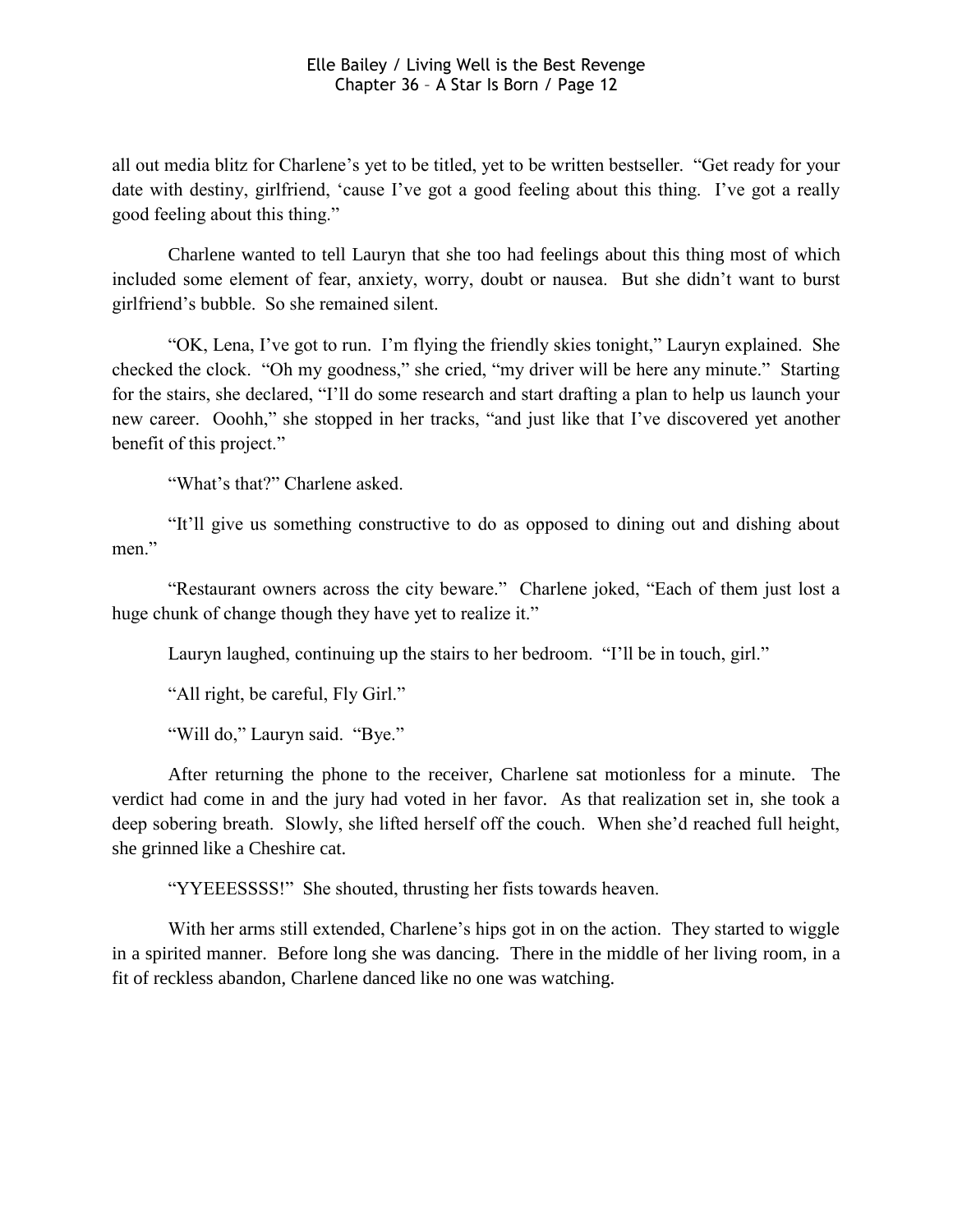all out media blitz for Charlene's yet to be titled, yet to be written bestseller. "Get ready for your date with destiny, girlfriend, 'cause I've got a good feeling about this thing. I've got a really good feeling about this thing."

Charlene wanted to tell Lauryn that she too had feelings about this thing most of which included some element of fear, anxiety, worry, doubt or nausea. But she didn't want to burst girlfriend's bubble. So she remained silent.

"OK, Lena, I've got to run. I'm flying the friendly skies tonight," Lauryn explained. She checked the clock. "Oh my goodness," she cried, "my driver will be here any minute." Starting for the stairs, she declared, "I'll do some research and start drafting a plan to help us launch your new career. Ooohh," she stopped in her tracks, "and just like that I've discovered yet another benefit of this project."

"What's that?" Charlene asked.

"It'll give us something constructive to do as opposed to dining out and dishing about men."

"Restaurant owners across the city beware." Charlene joked, "Each of them just lost a huge chunk of change though they have yet to realize it."

Lauryn laughed, continuing up the stairs to her bedroom. "I'll be in touch, girl."

"All right, be careful, Fly Girl."

"Will do," Lauryn said. "Bye."

After returning the phone to the receiver, Charlene sat motionless for a minute. The verdict had come in and the jury had voted in her favor. As that realization set in, she took a deep sobering breath. Slowly, she lifted herself off the couch. When she'd reached full height, she grinned like a Cheshire cat.

"YYEEESSSS!" She shouted, thrusting her fists towards heaven.

With her arms still extended, Charlene's hips got in on the action. They started to wiggle in a spirited manner. Before long she was dancing. There in the middle of her living room, in a fit of reckless abandon, Charlene danced like no one was watching.